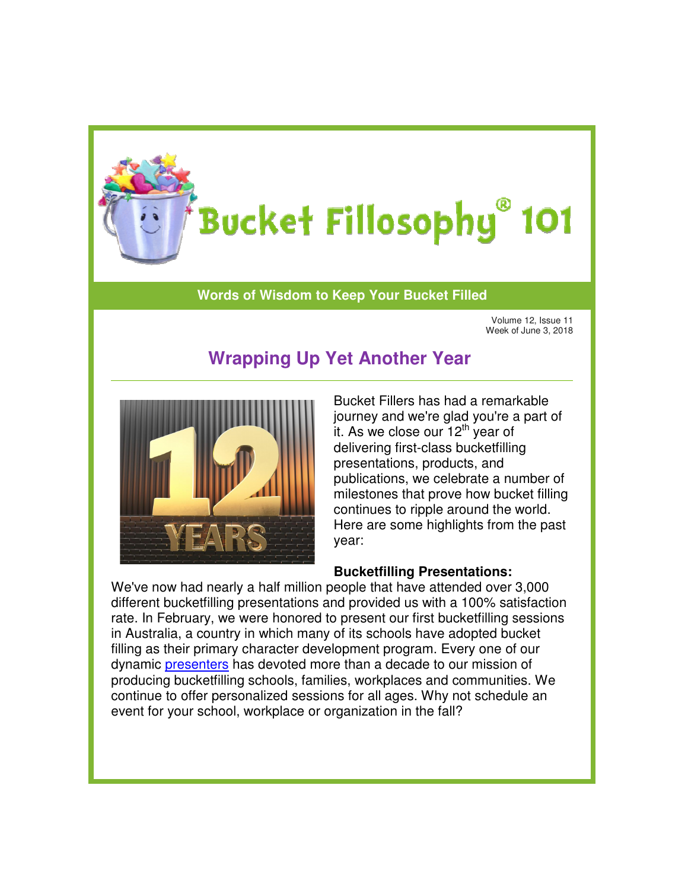# Bucket Fillosophy® 101

**Words of Wisdom to Keep Your Bucket Filled**

Volume 12, Issue 11
Week of June 3, 2018

## Wrapping Up Yet Another Year

Bucket Fillers has had a remarkable journey and we're glad you're a part of it. As we close our 12th year of delivering first-class bucketfilling presentations, products, and publications, we celebrate a number of milestones that prove how bucket filling continues to ripple around the world. Here are some highlights from the past year:

**Bucketfilling Presentations:**
We've now had nearly a half million people that have attended over 3,000 different bucketfilling presentations and provided us with a 100% satisfaction rate. In February, we were honored to present our first bucketfilling sessions in Australia, a country in which many of its schools have adopted bucket filling as their primary character development program. Every one of our dynamic presenters has devoted more than a decade to our mission of producing bucketfilling schools, families, workplaces and communities. We continue to offer personalized sessions for all ages. Why not schedule an event for your school, workplace or organization in the fall?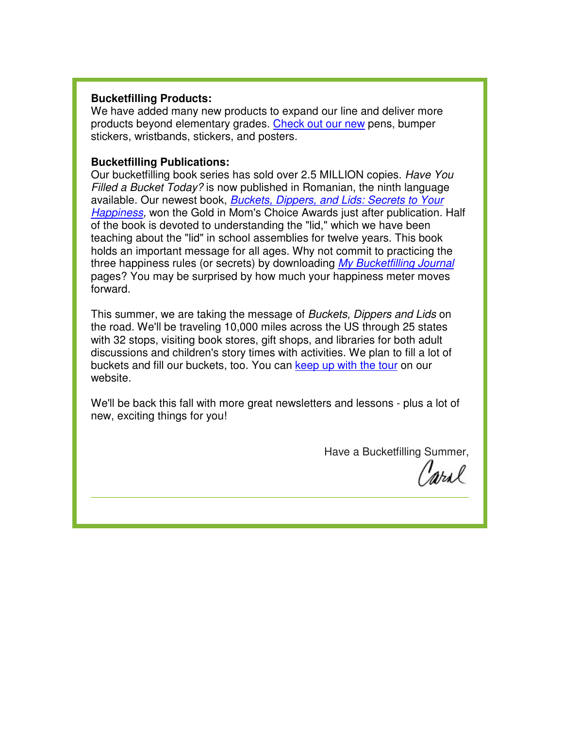**Bucketfilling Products:**
We have added many new products to expand our line and deliver more products beyond elementary grades. Check out our new pens, bumper stickers, wristbands, stickers, and posters.

**Bucketfilling Publications:**
Our bucketfilling book series has sold over 2.5 MILLION copies. *Have You Filled a Bucket Today?* is now published in Romanian, the ninth language available. Our newest book, *Buckets, Dippers, and Lids: Secrets to Your Happiness*, won the Gold in Mom's Choice Awards just after publication. Half of the book is devoted to understanding the "lid," which we have been teaching about the "lid" in school assemblies for twelve years. This book holds an important message for all ages. Why not commit to practicing the three happiness rules (or secrets) by downloading *My Bucketfilling Journal* pages? You may be surprised by how much your happiness meter moves forward.

This summer, we are taking the message of *Buckets, Dippers and Lids* on the road. We'll be traveling 10,000 miles across the US through 25 states with 32 stops, visiting book stores, gift shops, and libraries for both adult discussions and children's story times with activities. We plan to fill a lot of buckets and fill our buckets, too. You can keep up with the tour on our website.

We'll be back this fall with more great newsletters and lessons - plus a lot of new, exciting things for you!

Have a Bucketfilling Summer,

Carol

---